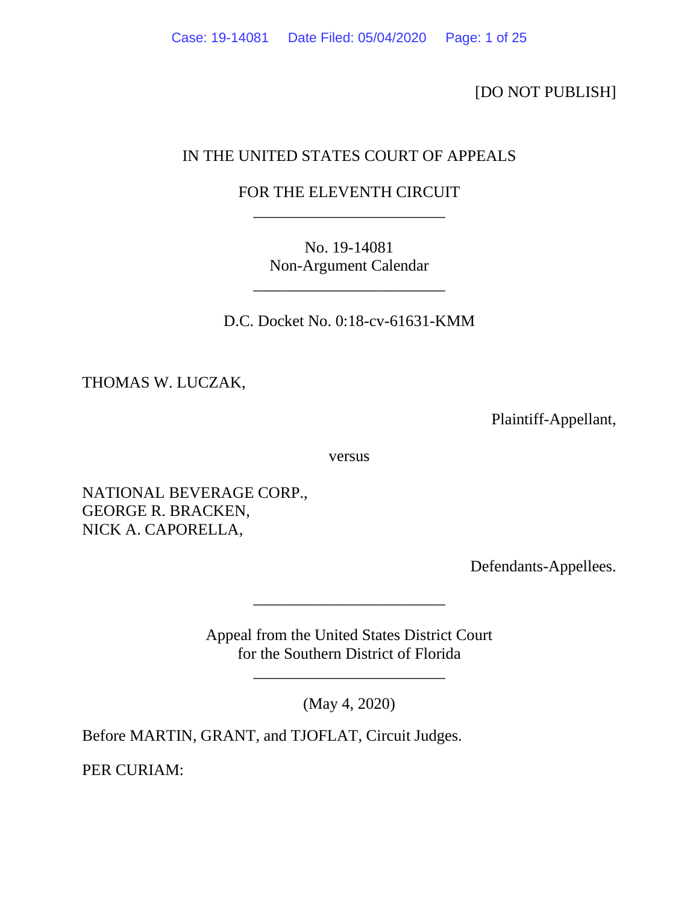[DO NOT PUBLISH]

IN THE UNITED STATES COURT OF APPEALS

FOR THE ELEVENTH CIRCUIT

________________________

No. 19-14081
Non-Argument Calendar

________________________

D.C. Docket No. 0:18-cv-61631-KMM

THOMAS W. LUCZAK,

Plaintiff-Appellant,

versus

NATIONAL BEVERAGE CORP.,
GEORGE R. BRACKEN,
NICK A. CAPORELLA,

Defendants-Appellees.

________________________

Appeal from the United States District Court
for the Southern District of Florida

________________________

(May 4, 2020)

Before MARTIN, GRANT, and TJOFLAT, Circuit Judges.

PER CURIAM: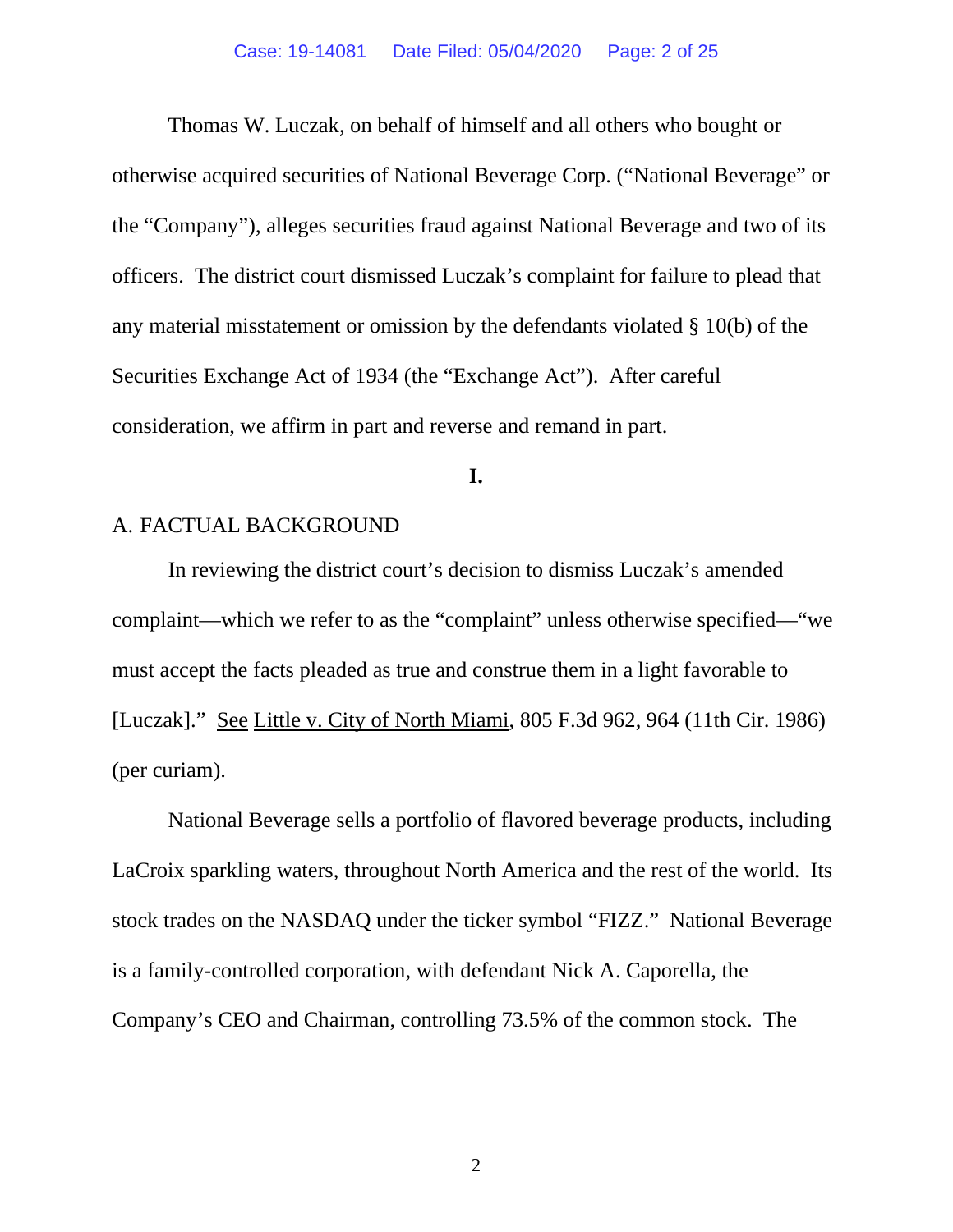Thomas W. Luczak, on behalf of himself and all others who bought or otherwise acquired securities of National Beverage Corp. ("National Beverage" or the "Company"), alleges securities fraud against National Beverage and two of its officers. The district court dismissed Luczak's complaint for failure to plead that any material misstatement or omission by the defendants violated § 10(b) of the Securities Exchange Act of 1934 (the "Exchange Act"). After careful consideration, we affirm in part and reverse and remand in part.

## I.

### A. FACTUAL BACKGROUND

In reviewing the district court's decision to dismiss Luczak's amended complaint—which we refer to as the "complaint" unless otherwise specified—"we must accept the facts pleaded as true and construe them in a light favorable to [Luczak]." See Little v. City of North Miami, 805 F.3d 962, 964 (11th Cir. 1986) (per curiam).

National Beverage sells a portfolio of flavored beverage products, including LaCroix sparkling waters, throughout North America and the rest of the world. Its stock trades on the NASDAQ under the ticker symbol "FIZZ." National Beverage is a family-controlled corporation, with defendant Nick A. Caporella, the Company's CEO and Chairman, controlling 73.5% of the common stock. The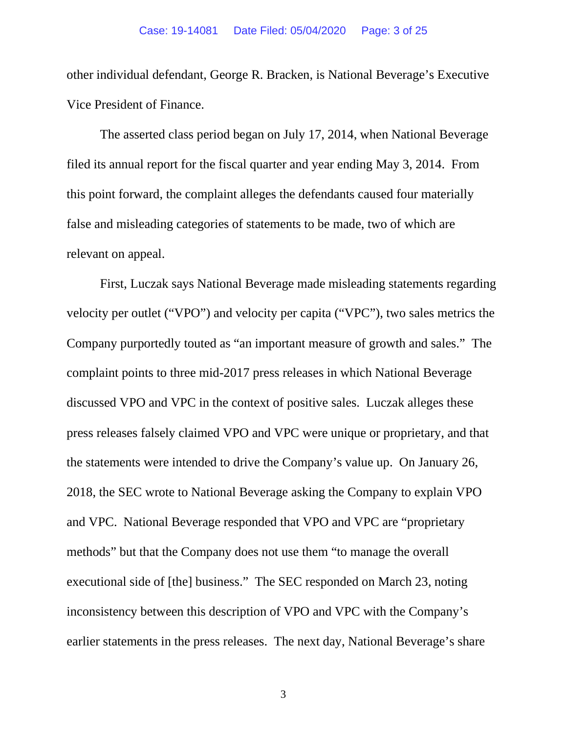other individual defendant, George R. Bracken, is National Beverage's Executive Vice President of Finance.

The asserted class period began on July 17, 2014, when National Beverage filed its annual report for the fiscal quarter and year ending May 3, 2014. From this point forward, the complaint alleges the defendants caused four materially false and misleading categories of statements to be made, two of which are relevant on appeal.

First, Luczak says National Beverage made misleading statements regarding velocity per outlet ("VPO") and velocity per capita ("VPC"), two sales metrics the Company purportedly touted as "an important measure of growth and sales." The complaint points to three mid-2017 press releases in which National Beverage discussed VPO and VPC in the context of positive sales. Luczak alleges these press releases falsely claimed VPO and VPC were unique or proprietary, and that the statements were intended to drive the Company's value up. On January 26, 2018, the SEC wrote to National Beverage asking the Company to explain VPO and VPC. National Beverage responded that VPO and VPC are "proprietary methods" but that the Company does not use them "to manage the overall executional side of [the] business." The SEC responded on March 23, noting inconsistency between this description of VPO and VPC with the Company's earlier statements in the press releases. The next day, National Beverage's share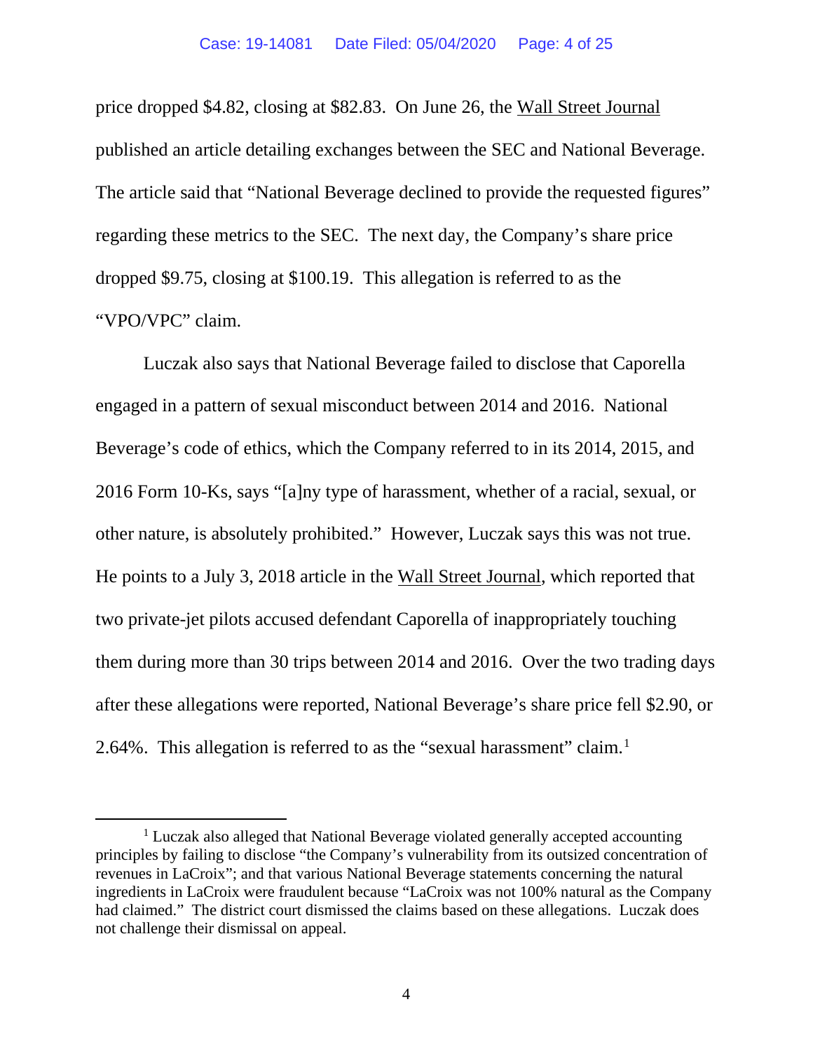price dropped $4.82, closing at $82.83. On June 26, the Wall Street Journal published an article detailing exchanges between the SEC and National Beverage. The article said that "National Beverage declined to provide the requested figures" regarding these metrics to the SEC. The next day, the Company's share price dropped $9.75, closing at $100.19. This allegation is referred to as the "VPO/VPC" claim.

Luczak also says that National Beverage failed to disclose that Caporella engaged in a pattern of sexual misconduct between 2014 and 2016. National Beverage's code of ethics, which the Company referred to in its 2014, 2015, and 2016 Form 10-Ks, says "[a]ny type of harassment, whether of a racial, sexual, or other nature, is absolutely prohibited." However, Luczak says this was not true. He points to a July 3, 2018 article in the Wall Street Journal, which reported that two private-jet pilots accused defendant Caporella of inappropriately touching them during more than 30 trips between 2014 and 2016. Over the two trading days after these allegations were reported, National Beverage's share price fell $2.90, or 2.64%. This allegation is referred to as the "sexual harassment" claim.[1]

[1] Luczak also alleged that National Beverage violated generally accepted accounting principles by failing to disclose "the Company's vulnerability from its outsized concentration of revenues in LaCroix"; and that various National Beverage statements concerning the natural ingredients in LaCroix were fraudulent because "LaCroix was not 100% natural as the Company had claimed." The district court dismissed the claims based on these allegations. Luczak does not challenge their dismissal on appeal.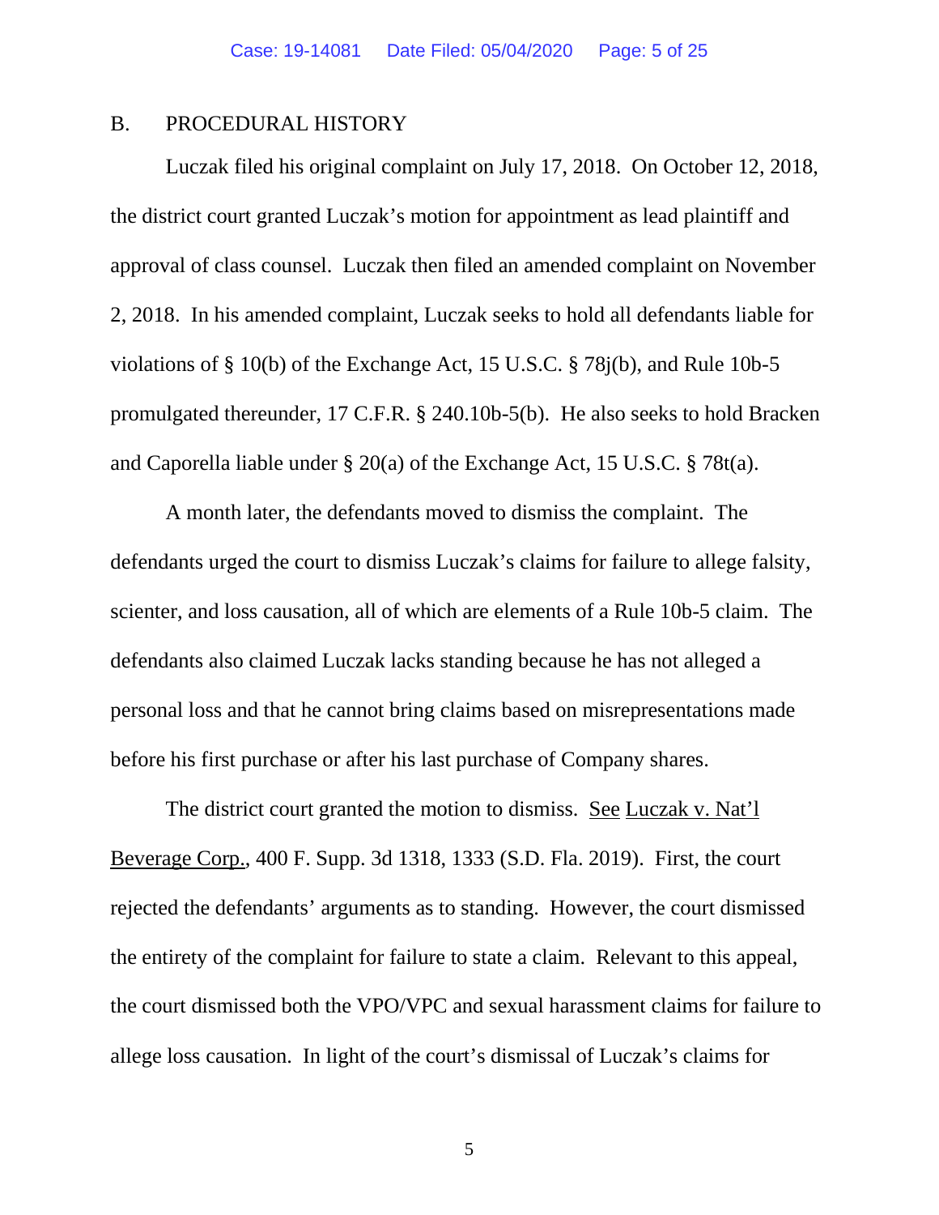## B. PROCEDURAL HISTORY

Luczak filed his original complaint on July 17, 2018. On October 12, 2018, the district court granted Luczak's motion for appointment as lead plaintiff and approval of class counsel. Luczak then filed an amended complaint on November 2, 2018. In his amended complaint, Luczak seeks to hold all defendants liable for violations of § 10(b) of the Exchange Act, 15 U.S.C. § 78j(b), and Rule 10b-5 promulgated thereunder, 17 C.F.R. § 240.10b-5(b). He also seeks to hold Bracken and Caporella liable under § 20(a) of the Exchange Act, 15 U.S.C. § 78t(a).

A month later, the defendants moved to dismiss the complaint. The defendants urged the court to dismiss Luczak's claims for failure to allege falsity, scienter, and loss causation, all of which are elements of a Rule 10b-5 claim. The defendants also claimed Luczak lacks standing because he has not alleged a personal loss and that he cannot bring claims based on misrepresentations made before his first purchase or after his last purchase of Company shares.

The district court granted the motion to dismiss. See Luczak v. Nat'l Beverage Corp., 400 F. Supp. 3d 1318, 1333 (S.D. Fla. 2019). First, the court rejected the defendants' arguments as to standing. However, the court dismissed the entirety of the complaint for failure to state a claim. Relevant to this appeal, the court dismissed both the VPO/VPC and sexual harassment claims for failure to allege loss causation. In light of the court's dismissal of Luczak's claims for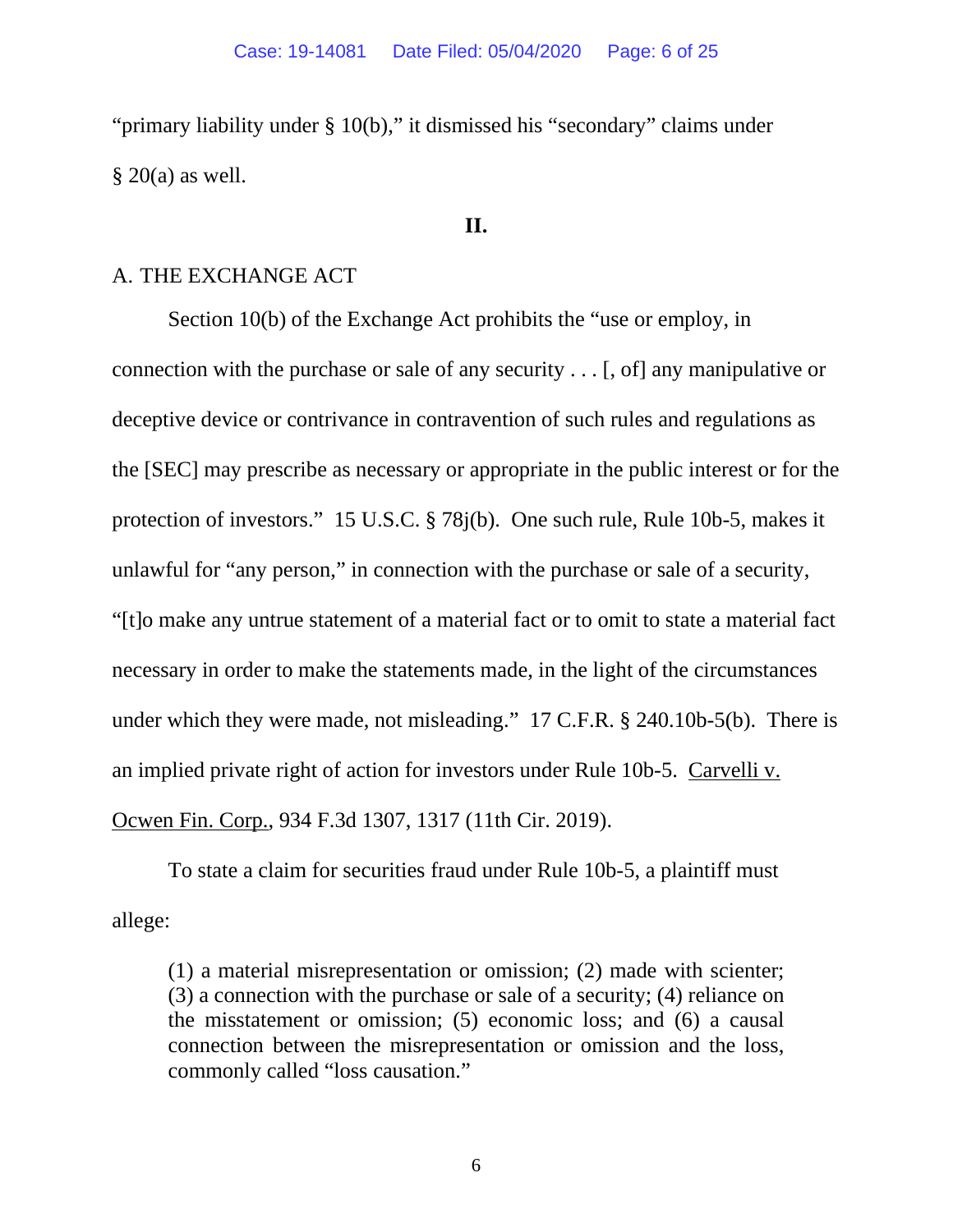"primary liability under § 10(b)," it dismissed his "secondary" claims under § 20(a) as well.

## II.

### A. THE EXCHANGE ACT

Section 10(b) of the Exchange Act prohibits the "use or employ, in connection with the purchase or sale of any security . . . [, of] any manipulative or deceptive device or contrivance in contravention of such rules and regulations as the [SEC] may prescribe as necessary or appropriate in the public interest or for the protection of investors." 15 U.S.C. § 78j(b). One such rule, Rule 10b-5, makes it unlawful for "any person," in connection with the purchase or sale of a security, "[t]o make any untrue statement of a material fact or to omit to state a material fact necessary in order to make the statements made, in the light of the circumstances under which they were made, not misleading." 17 C.F.R. § 240.10b-5(b). There is an implied private right of action for investors under Rule 10b-5. Carvelli v. Ocwen Fin. Corp., 934 F.3d 1307, 1317 (11th Cir. 2019).

To state a claim for securities fraud under Rule 10b-5, a plaintiff must allege:

> (1) a material misrepresentation or omission; (2) made with scienter; (3) a connection with the purchase or sale of a security; (4) reliance on the misstatement or omission; (5) economic loss; and (6) a causal connection between the misrepresentation or omission and the loss, commonly called "loss causation."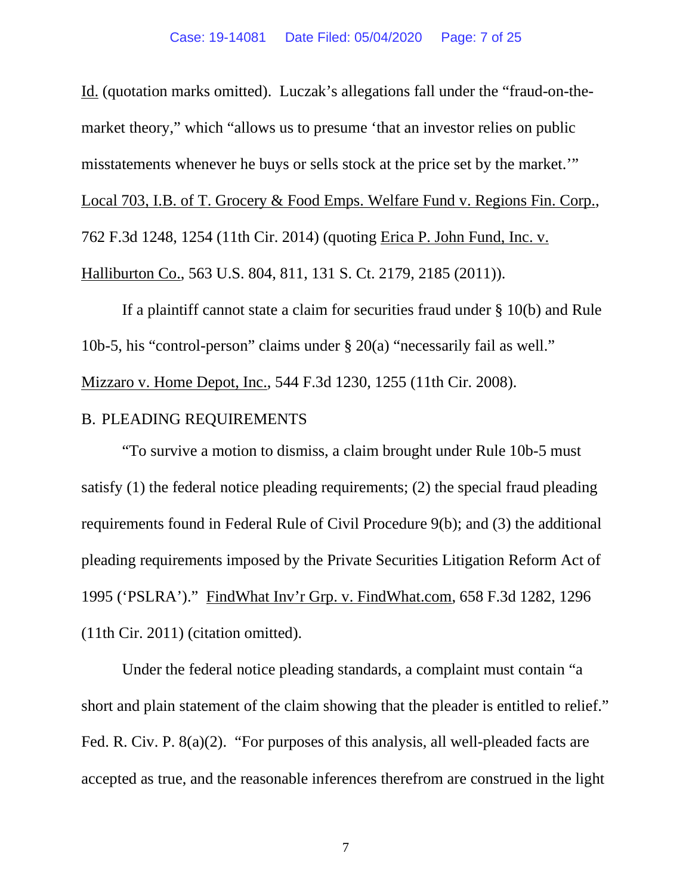Id. (quotation marks omitted). Luczak's allegations fall under the "fraud-on-the-market theory," which "allows us to presume 'that an investor relies on public misstatements whenever he buys or sells stock at the price set by the market.'" Local 703, I.B. of T. Grocery & Food Emps. Welfare Fund v. Regions Fin. Corp., 762 F.3d 1248, 1254 (11th Cir. 2014) (quoting Erica P. John Fund, Inc. v. Halliburton Co., 563 U.S. 804, 811, 131 S. Ct. 2179, 2185 (2011)).

If a plaintiff cannot state a claim for securities fraud under § 10(b) and Rule 10b-5, his "control-person" claims under § 20(a) "necessarily fail as well." Mizzaro v. Home Depot, Inc., 544 F.3d 1230, 1255 (11th Cir. 2008).

### B. PLEADING REQUIREMENTS

"To survive a motion to dismiss, a claim brought under Rule 10b-5 must satisfy (1) the federal notice pleading requirements; (2) the special fraud pleading requirements found in Federal Rule of Civil Procedure 9(b); and (3) the additional pleading requirements imposed by the Private Securities Litigation Reform Act of 1995 ('PSLRA')." FindWhat Inv'r Grp. v. FindWhat.com, 658 F.3d 1282, 1296 (11th Cir. 2011) (citation omitted).

Under the federal notice pleading standards, a complaint must contain "a short and plain statement of the claim showing that the pleader is entitled to relief." Fed. R. Civ. P. 8(a)(2). "For purposes of this analysis, all well-pleaded facts are accepted as true, and the reasonable inferences therefrom are construed in the light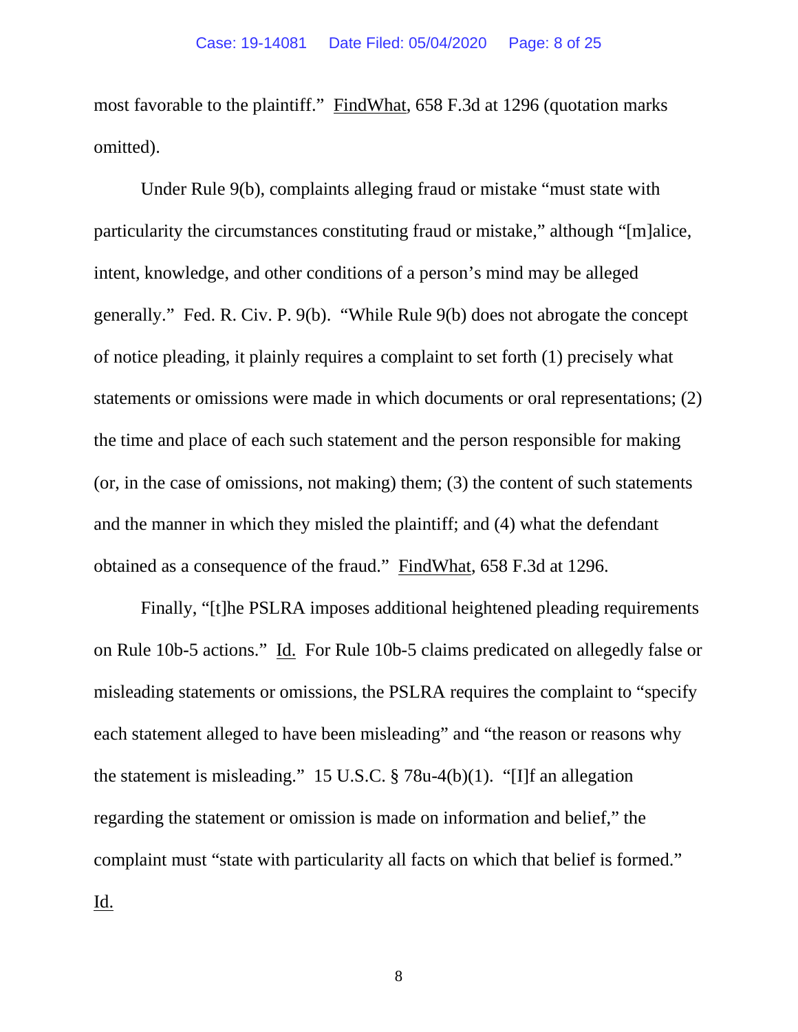most favorable to the plaintiff." FindWhat, 658 F.3d at 1296 (quotation marks omitted).

Under Rule 9(b), complaints alleging fraud or mistake "must state with particularity the circumstances constituting fraud or mistake," although "[m]alice, intent, knowledge, and other conditions of a person's mind may be alleged generally." Fed. R. Civ. P. 9(b). "While Rule 9(b) does not abrogate the concept of notice pleading, it plainly requires a complaint to set forth (1) precisely what statements or omissions were made in which documents or oral representations; (2) the time and place of each such statement and the person responsible for making (or, in the case of omissions, not making) them; (3) the content of such statements and the manner in which they misled the plaintiff; and (4) what the defendant obtained as a consequence of the fraud." FindWhat, 658 F.3d at 1296.

Finally, "[t]he PSLRA imposes additional heightened pleading requirements on Rule 10b-5 actions." Id. For Rule 10b-5 claims predicated on allegedly false or misleading statements or omissions, the PSLRA requires the complaint to "specify each statement alleged to have been misleading" and "the reason or reasons why the statement is misleading." 15 U.S.C. § 78u-4(b)(1). "[I]f an allegation regarding the statement or omission is made on information and belief," the complaint must "state with particularity all facts on which that belief is formed." Id.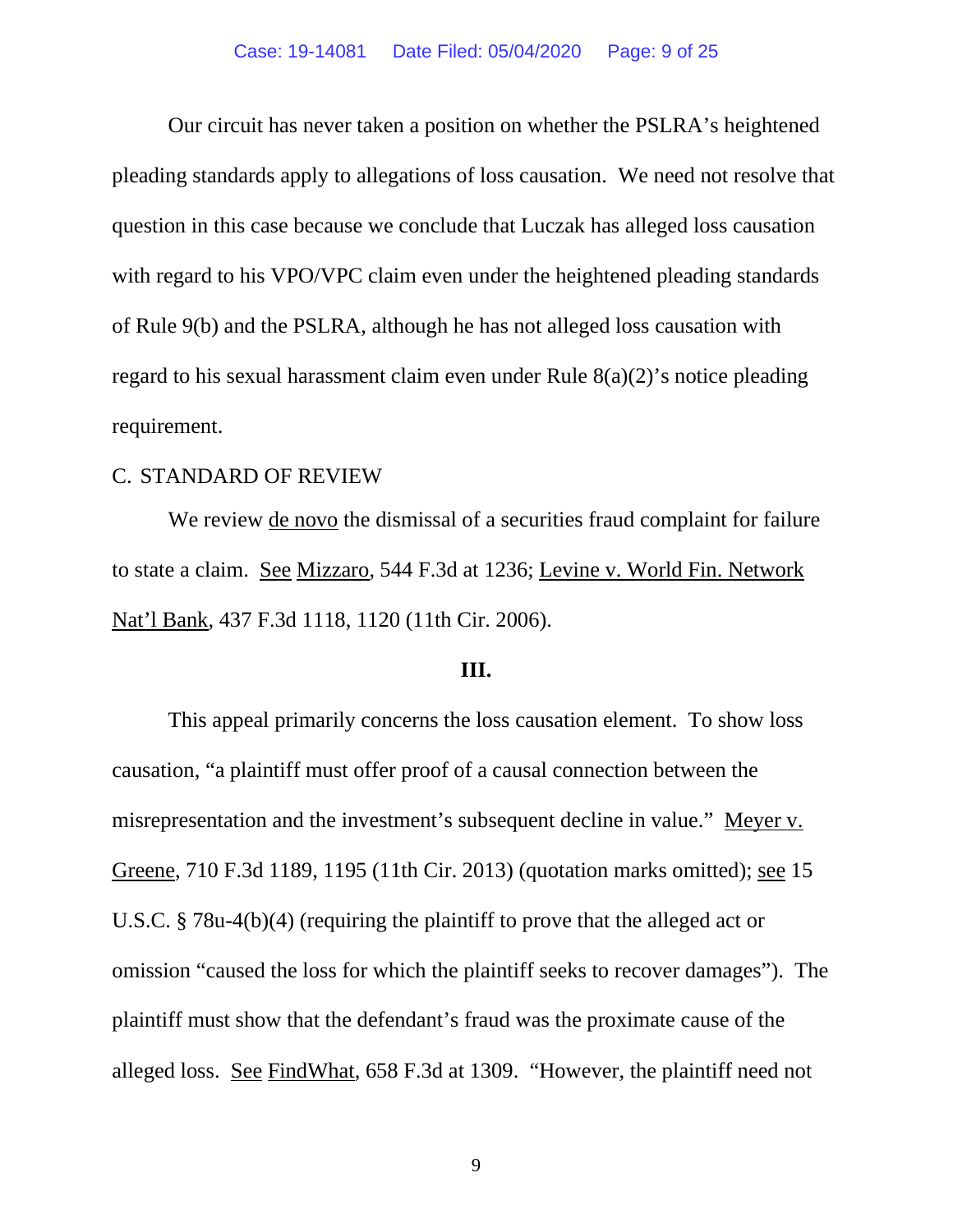Our circuit has never taken a position on whether the PSLRA's heightened pleading standards apply to allegations of loss causation. We need not resolve that question in this case because we conclude that Luczak has alleged loss causation with regard to his VPO/VPC claim even under the heightened pleading standards of Rule 9(b) and the PSLRA, although he has not alleged loss causation with regard to his sexual harassment claim even under Rule 8(a)(2)'s notice pleading requirement.

C. STANDARD OF REVIEW

We review de novo the dismissal of a securities fraud complaint for failure to state a claim. See Mizzaro, 544 F.3d at 1236; Levine v. World Fin. Network Nat'l Bank, 437 F.3d 1118, 1120 (11th Cir. 2006).

## III.

This appeal primarily concerns the loss causation element. To show loss causation, "a plaintiff must offer proof of a causal connection between the misrepresentation and the investment's subsequent decline in value." Meyer v. Greene, 710 F.3d 1189, 1195 (11th Cir. 2013) (quotation marks omitted); see 15 U.S.C. § 78u-4(b)(4) (requiring the plaintiff to prove that the alleged act or omission "caused the loss for which the plaintiff seeks to recover damages"). The plaintiff must show that the defendant's fraud was the proximate cause of the alleged loss. See FindWhat, 658 F.3d at 1309. "However, the plaintiff need not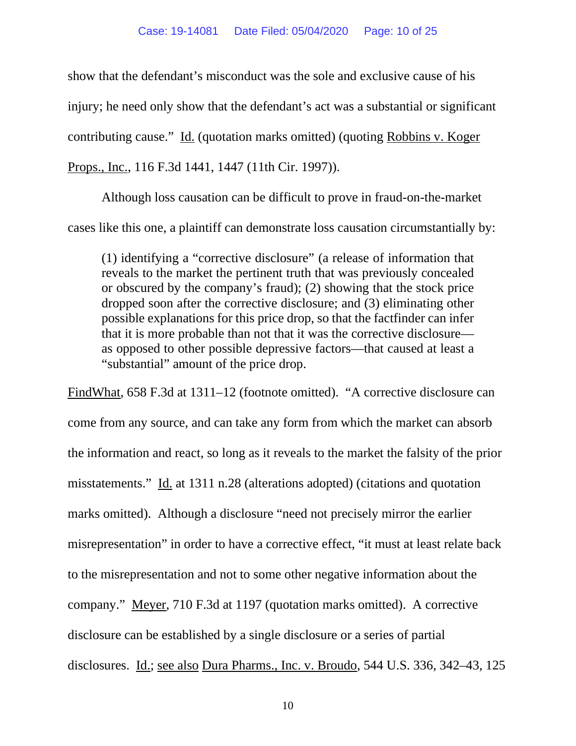show that the defendant's misconduct was the sole and exclusive cause of his injury; he need only show that the defendant's act was a substantial or significant contributing cause." Id. (quotation marks omitted) (quoting Robbins v. Koger Props., Inc., 116 F.3d 1441, 1447 (11th Cir. 1997)).

Although loss causation can be difficult to prove in fraud-on-the-market cases like this one, a plaintiff can demonstrate loss causation circumstantially by:

> (1) identifying a "corrective disclosure" (a release of information that reveals to the market the pertinent truth that was previously concealed or obscured by the company's fraud); (2) showing that the stock price dropped soon after the corrective disclosure; and (3) eliminating other possible explanations for this price drop, so that the factfinder can infer that it is more probable than not that it was the corrective disclosure—as opposed to other possible depressive factors—that caused at least a "substantial" amount of the price drop.

FindWhat, 658 F.3d at 1311–12 (footnote omitted). "A corrective disclosure can come from any source, and can take any form from which the market can absorb the information and react, so long as it reveals to the market the falsity of the prior misstatements." Id. at 1311 n.28 (alterations adopted) (citations and quotation marks omitted). Although a disclosure "need not precisely mirror the earlier misrepresentation" in order to have a corrective effect, "it must at least relate back to the misrepresentation and not to some other negative information about the company." Meyer, 710 F.3d at 1197 (quotation marks omitted). A corrective disclosure can be established by a single disclosure or a series of partial disclosures. Id.; see also Dura Pharms., Inc. v. Broudo, 544 U.S. 336, 342–43, 125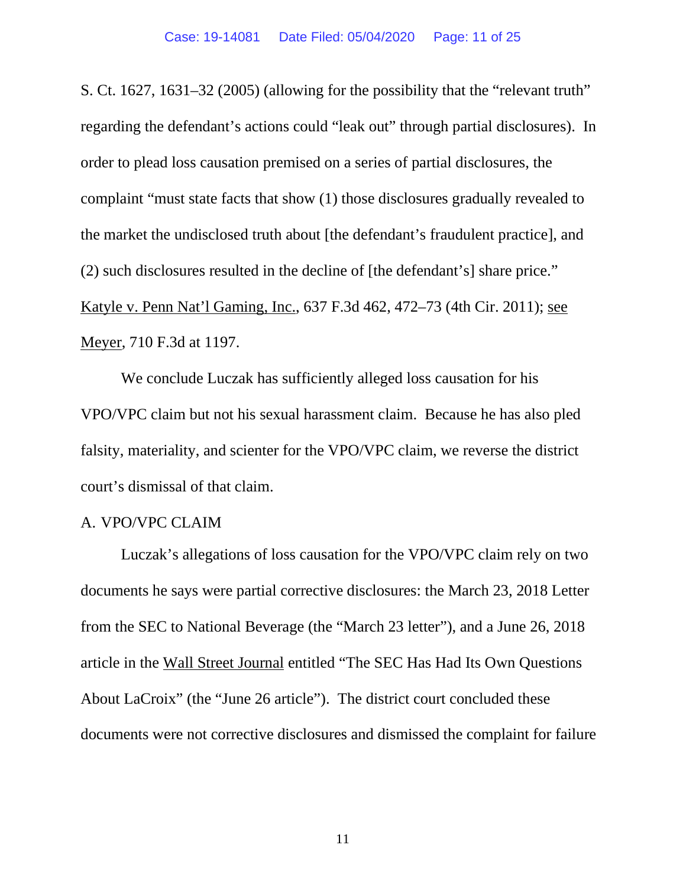S. Ct. 1627, 1631–32 (2005) (allowing for the possibility that the "relevant truth" regarding the defendant's actions could "leak out" through partial disclosures). In order to plead loss causation premised on a series of partial disclosures, the complaint "must state facts that show (1) those disclosures gradually revealed to the market the undisclosed truth about [the defendant's fraudulent practice], and (2) such disclosures resulted in the decline of [the defendant's] share price." Katyle v. Penn Nat'l Gaming, Inc., 637 F.3d 462, 472–73 (4th Cir. 2011); see Meyer, 710 F.3d at 1197.

We conclude Luczak has sufficiently alleged loss causation for his VPO/VPC claim but not his sexual harassment claim. Because he has also pled falsity, materiality, and scienter for the VPO/VPC claim, we reverse the district court's dismissal of that claim.

## A. VPO/VPC CLAIM

Luczak's allegations of loss causation for the VPO/VPC claim rely on two documents he says were partial corrective disclosures: the March 23, 2018 Letter from the SEC to National Beverage (the "March 23 letter"), and a June 26, 2018 article in the Wall Street Journal entitled "The SEC Has Had Its Own Questions About LaCroix" (the "June 26 article"). The district court concluded these documents were not corrective disclosures and dismissed the complaint for failure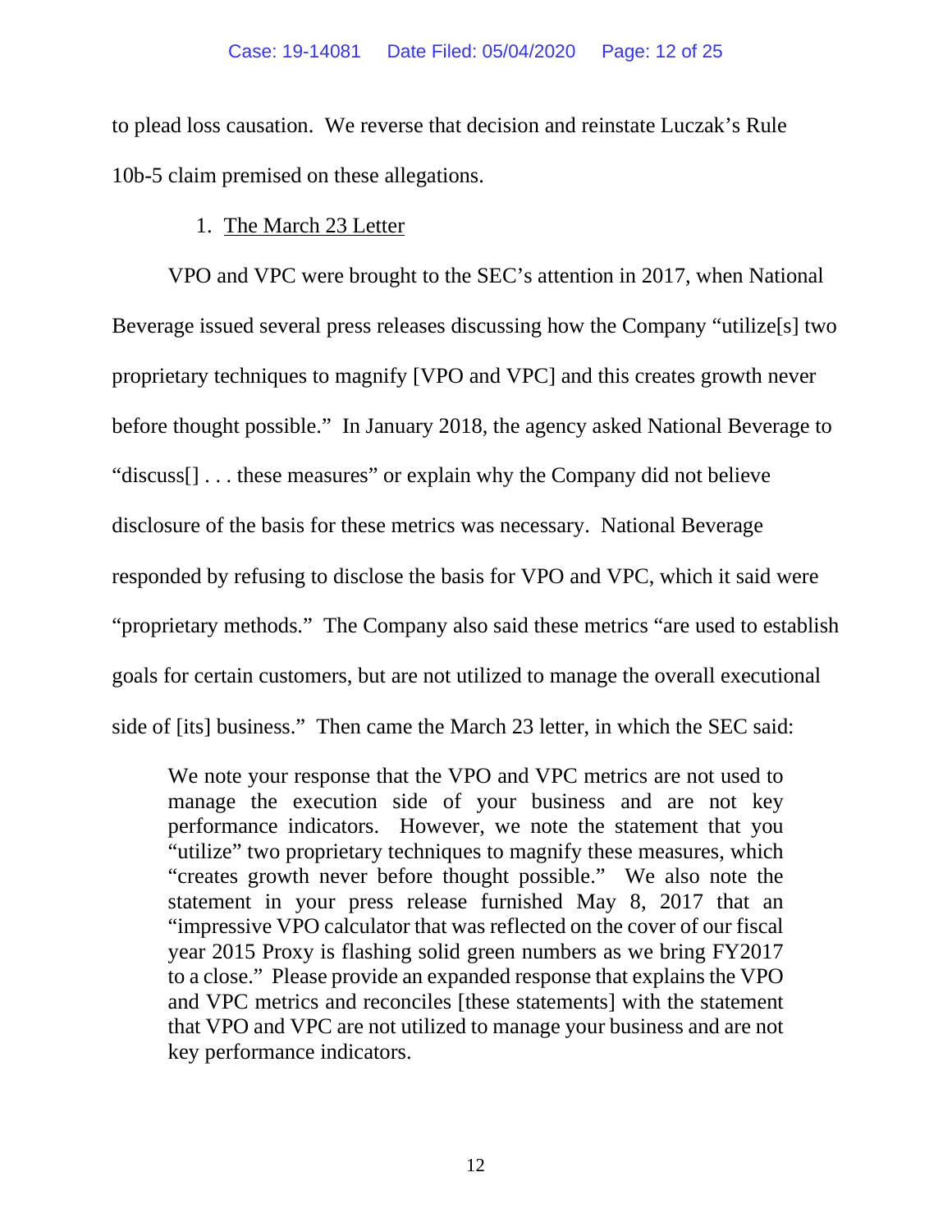to plead loss causation. We reverse that decision and reinstate Luczak's Rule 10b-5 claim premised on these allegations.

1. The March 23 Letter

VPO and VPC were brought to the SEC's attention in 2017, when National Beverage issued several press releases discussing how the Company "utilize[s] two proprietary techniques to magnify [VPO and VPC] and this creates growth never before thought possible." In January 2018, the agency asked National Beverage to "discuss[] . . . these measures" or explain why the Company did not believe disclosure of the basis for these metrics was necessary. National Beverage responded by refusing to disclose the basis for VPO and VPC, which it said were "proprietary methods." The Company also said these metrics "are used to establish goals for certain customers, but are not utilized to manage the overall executional side of [its] business." Then came the March 23 letter, in which the SEC said:

> We note your response that the VPO and VPC metrics are not used to manage the execution side of your business and are not key performance indicators. However, we note the statement that you "utilize" two proprietary techniques to magnify these measures, which "creates growth never before thought possible." We also note the statement in your press release furnished May 8, 2017 that an "impressive VPO calculator that was reflected on the cover of our fiscal year 2015 Proxy is flashing solid green numbers as we bring FY2017 to a close." Please provide an expanded response that explains the VPO and VPC metrics and reconciles [these statements] with the statement that VPO and VPC are not utilized to manage your business and are not key performance indicators.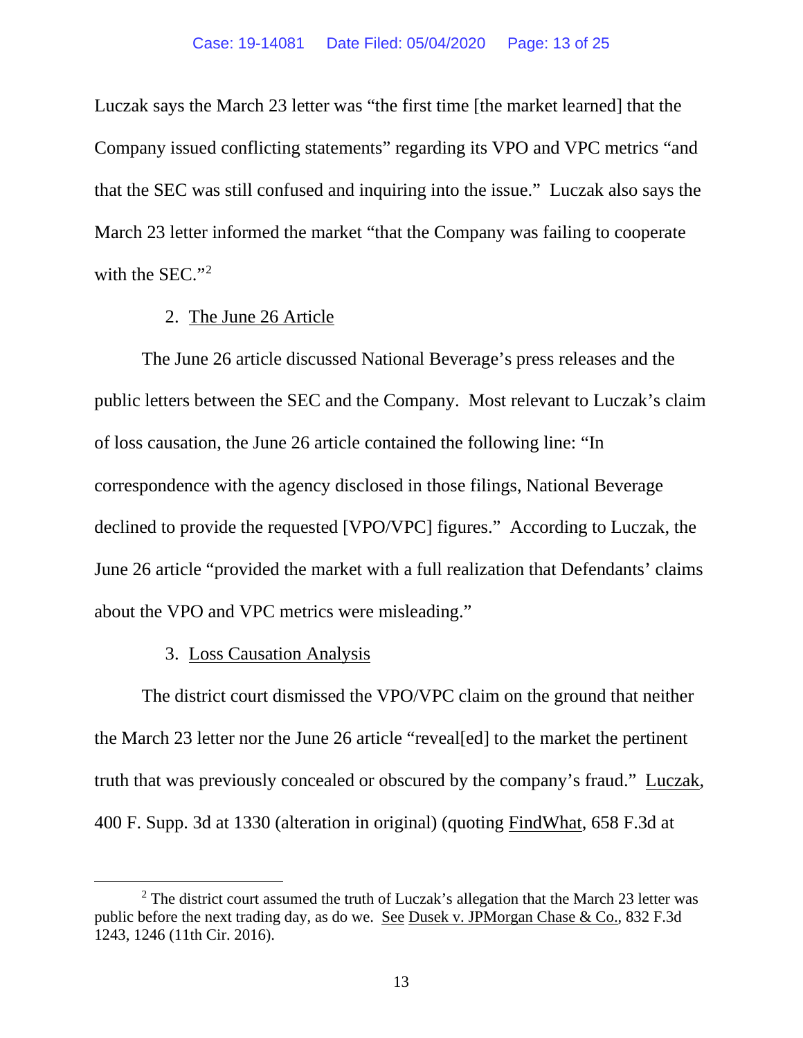Luczak says the March 23 letter was "the first time [the market learned] that the Company issued conflicting statements" regarding its VPO and VPC metrics "and that the SEC was still confused and inquiring into the issue." Luczak also says the March 23 letter informed the market "that the Company was failing to cooperate with the SEC."[2]

2. <u>The June 26 Article</u>

The June 26 article discussed National Beverage's press releases and the public letters between the SEC and the Company. Most relevant to Luczak's claim of loss causation, the June 26 article contained the following line: "In correspondence with the agency disclosed in those filings, National Beverage declined to provide the requested [VPO/VPC] figures." According to Luczak, the June 26 article "provided the market with a full realization that Defendants' claims about the VPO and VPC metrics were misleading."

3. <u>Loss Causation Analysis</u>

The district court dismissed the VPO/VPC claim on the ground that neither the March 23 letter nor the June 26 article "reveal[ed] to the market the pertinent truth that was previously concealed or obscured by the company's fraud." <u>Luczak</u>, 400 F. Supp. 3d at 1330 (alteration in original) (quoting <u>FindWhat</u>, 658 F.3d at

---

[2] The district court assumed the truth of Luczak's allegation that the March 23 letter was public before the next trading day, as do we. <u>See</u> <u>Dusek v. JPMorgan Chase & Co.</u>, 832 F.3d 1243, 1246 (11th Cir. 2016).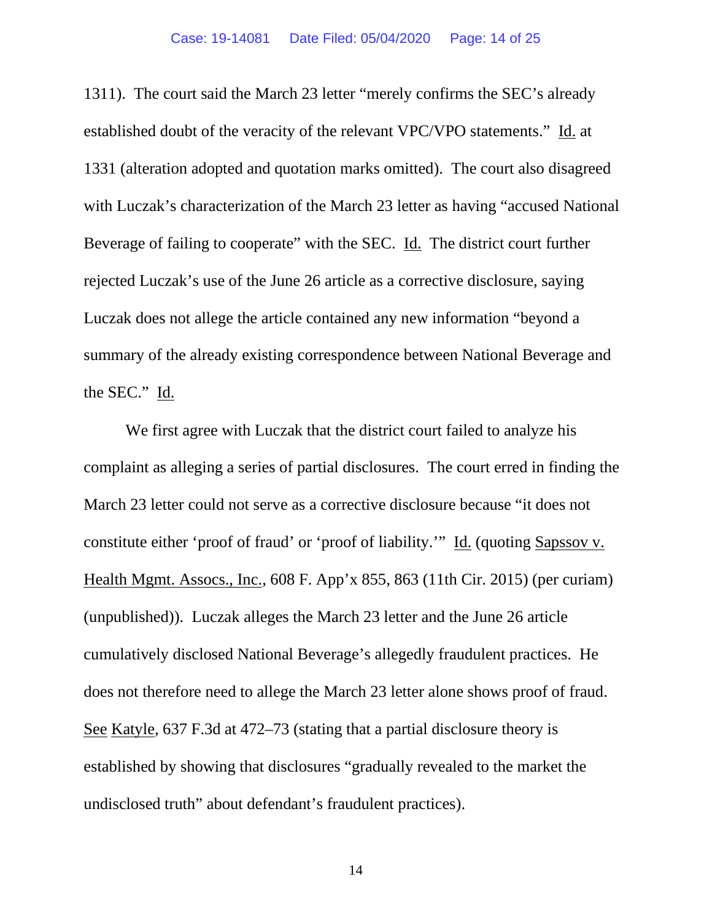1311). The court said the March 23 letter "merely confirms the SEC's already established doubt of the veracity of the relevant VPC/VPO statements." Id. at 1331 (alteration adopted and quotation marks omitted). The court also disagreed with Luczak's characterization of the March 23 letter as having "accused National Beverage of failing to cooperate" with the SEC. Id. The district court further rejected Luczak's use of the June 26 article as a corrective disclosure, saying Luczak does not allege the article contained any new information "beyond a summary of the already existing correspondence between National Beverage and the SEC." Id.

We first agree with Luczak that the district court failed to analyze his complaint as alleging a series of partial disclosures. The court erred in finding the March 23 letter could not serve as a corrective disclosure because "it does not constitute either 'proof of fraud' or 'proof of liability.'" Id. (quoting Sapssov v. Health Mgmt. Assocs., Inc., 608 F. App'x 855, 863 (11th Cir. 2015) (per curiam) (unpublished)). Luczak alleges the March 23 letter and the June 26 article cumulatively disclosed National Beverage's allegedly fraudulent practices. He does not therefore need to allege the March 23 letter alone shows proof of fraud. See Katyle, 637 F.3d at 472–73 (stating that a partial disclosure theory is established by showing that disclosures "gradually revealed to the market the undisclosed truth" about defendant's fraudulent practices).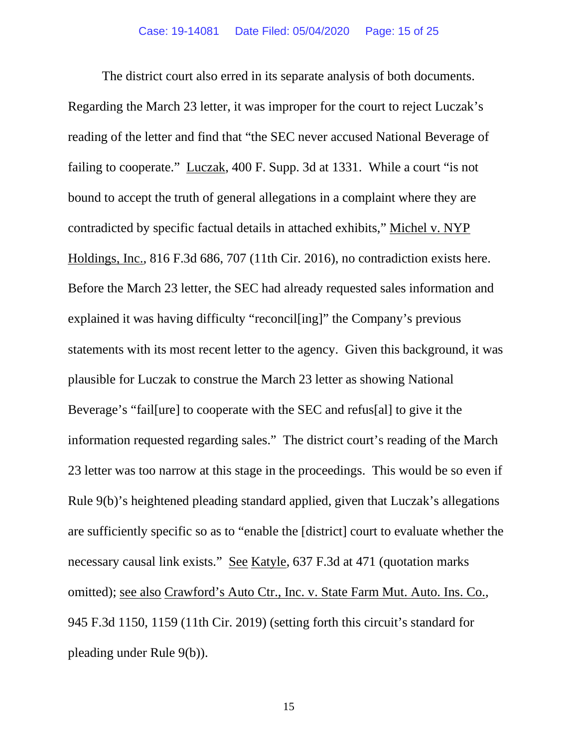The district court also erred in its separate analysis of both documents. Regarding the March 23 letter, it was improper for the court to reject Luczak's reading of the letter and find that "the SEC never accused National Beverage of failing to cooperate." Luczak, 400 F. Supp. 3d at 1331. While a court "is not bound to accept the truth of general allegations in a complaint where they are contradicted by specific factual details in attached exhibits," Michel v. NYP Holdings, Inc., 816 F.3d 686, 707 (11th Cir. 2016), no contradiction exists here. Before the March 23 letter, the SEC had already requested sales information and explained it was having difficulty "reconcil[ing]" the Company's previous statements with its most recent letter to the agency. Given this background, it was plausible for Luczak to construe the March 23 letter as showing National Beverage's "fail[ure] to cooperate with the SEC and refus[al] to give it the information requested regarding sales." The district court's reading of the March 23 letter was too narrow at this stage in the proceedings. This would be so even if Rule 9(b)'s heightened pleading standard applied, given that Luczak's allegations are sufficiently specific so as to "enable the [district] court to evaluate whether the necessary causal link exists." See Katyle, 637 F.3d at 471 (quotation marks omitted); see also Crawford's Auto Ctr., Inc. v. State Farm Mut. Auto. Ins. Co., 945 F.3d 1150, 1159 (11th Cir. 2019) (setting forth this circuit's standard for pleading under Rule 9(b)).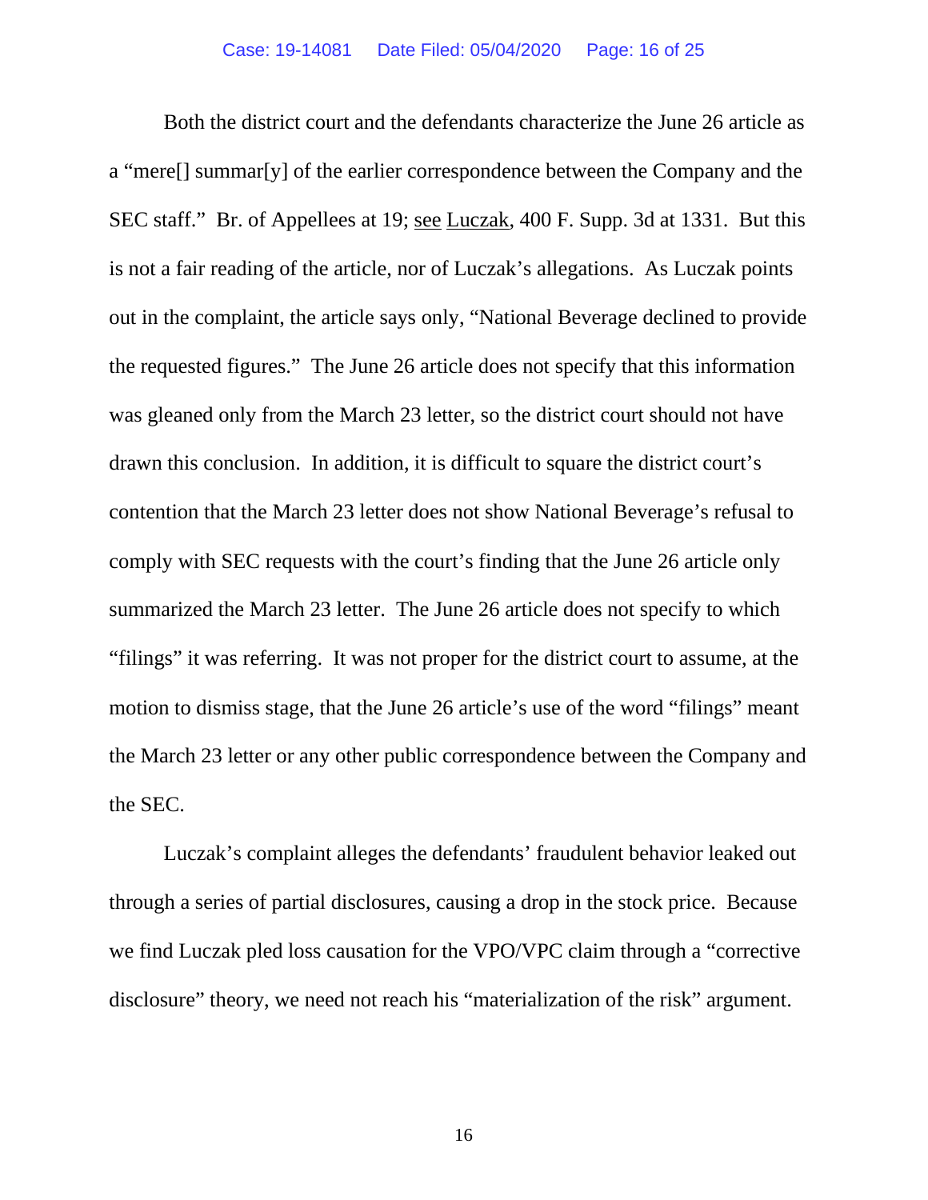Both the district court and the defendants characterize the June 26 article as a "mere[] summar[y] of the earlier correspondence between the Company and the SEC staff." Br. of Appellees at 19; see Luczak, 400 F. Supp. 3d at 1331. But this is not a fair reading of the article, nor of Luczak's allegations. As Luczak points out in the complaint, the article says only, "National Beverage declined to provide the requested figures." The June 26 article does not specify that this information was gleaned only from the March 23 letter, so the district court should not have drawn this conclusion. In addition, it is difficult to square the district court's contention that the March 23 letter does not show National Beverage's refusal to comply with SEC requests with the court's finding that the June 26 article only summarized the March 23 letter. The June 26 article does not specify to which "filings" it was referring. It was not proper for the district court to assume, at the motion to dismiss stage, that the June 26 article's use of the word "filings" meant the March 23 letter or any other public correspondence between the Company and the SEC.

Luczak's complaint alleges the defendants' fraudulent behavior leaked out through a series of partial disclosures, causing a drop in the stock price. Because we find Luczak pled loss causation for the VPO/VPC claim through a "corrective disclosure" theory, we need not reach his "materialization of the risk" argument.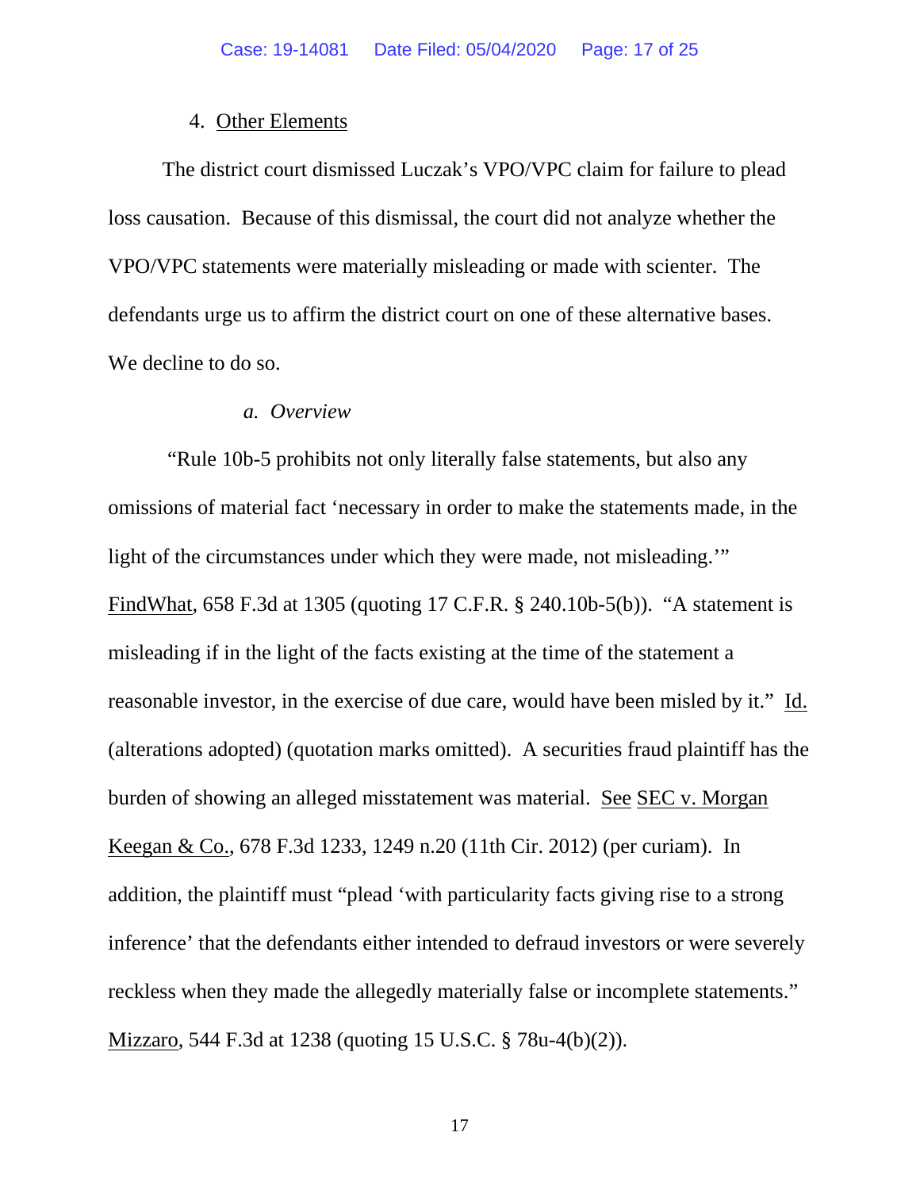4. Other Elements

The district court dismissed Luczak's VPO/VPC claim for failure to plead loss causation. Because of this dismissal, the court did not analyze whether the VPO/VPC statements were materially misleading or made with scienter. The defendants urge us to affirm the district court on one of these alternative bases. We decline to do so.

*a. Overview*

"Rule 10b-5 prohibits not only literally false statements, but also any omissions of material fact 'necessary in order to make the statements made, in the light of the circumstances under which they were made, not misleading.'" FindWhat, 658 F.3d at 1305 (quoting 17 C.F.R. § 240.10b-5(b)). "A statement is misleading if in the light of the facts existing at the time of the statement a reasonable investor, in the exercise of due care, would have been misled by it." Id. (alterations adopted) (quotation marks omitted). A securities fraud plaintiff has the burden of showing an alleged misstatement was material. See SEC v. Morgan Keegan & Co., 678 F.3d 1233, 1249 n.20 (11th Cir. 2012) (per curiam). In addition, the plaintiff must "plead 'with particularity facts giving rise to a strong inference' that the defendants either intended to defraud investors or were severely reckless when they made the allegedly materially false or incomplete statements." Mizzaro, 544 F.3d at 1238 (quoting 15 U.S.C. § 78u-4(b)(2)).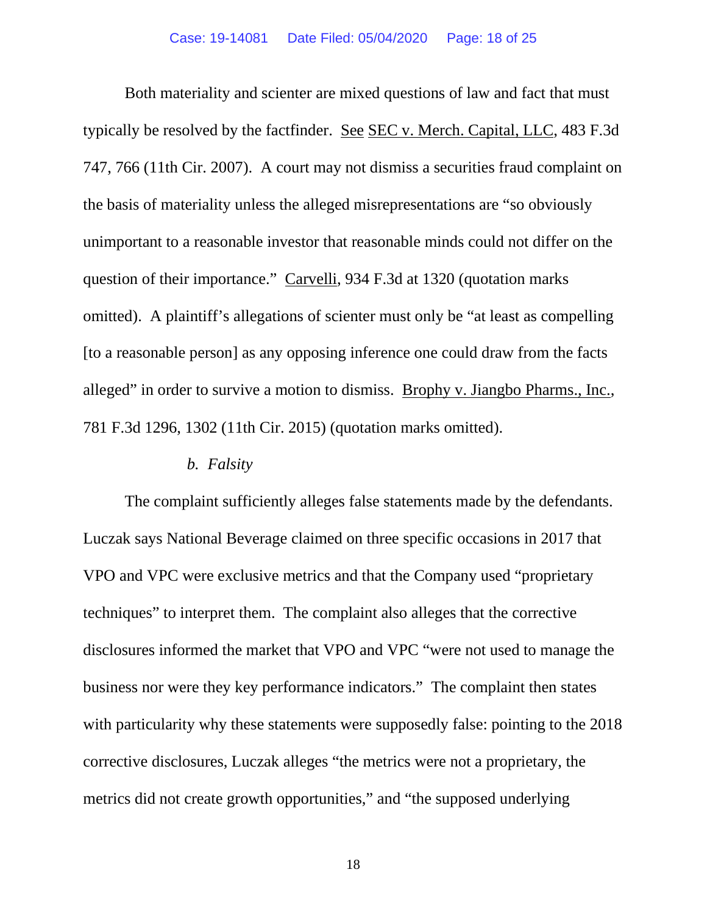Both materiality and scienter are mixed questions of law and fact that must typically be resolved by the factfinder. See SEC v. Merch. Capital, LLC, 483 F.3d 747, 766 (11th Cir. 2007). A court may not dismiss a securities fraud complaint on the basis of materiality unless the alleged misrepresentations are "so obviously unimportant to a reasonable investor that reasonable minds could not differ on the question of their importance." Carvelli, 934 F.3d at 1320 (quotation marks omitted). A plaintiff's allegations of scienter must only be "at least as compelling [to a reasonable person] as any opposing inference one could draw from the facts alleged" in order to survive a motion to dismiss. Brophy v. Jiangbo Pharms., Inc., 781 F.3d 1296, 1302 (11th Cir. 2015) (quotation marks omitted).

*b. Falsity*

The complaint sufficiently alleges false statements made by the defendants. Luczak says National Beverage claimed on three specific occasions in 2017 that VPO and VPC were exclusive metrics and that the Company used "proprietary techniques" to interpret them. The complaint also alleges that the corrective disclosures informed the market that VPO and VPC "were not used to manage the business nor were they key performance indicators." The complaint then states with particularity why these statements were supposedly false: pointing to the 2018 corrective disclosures, Luczak alleges "the metrics were not a proprietary, the metrics did not create growth opportunities," and "the supposed underlying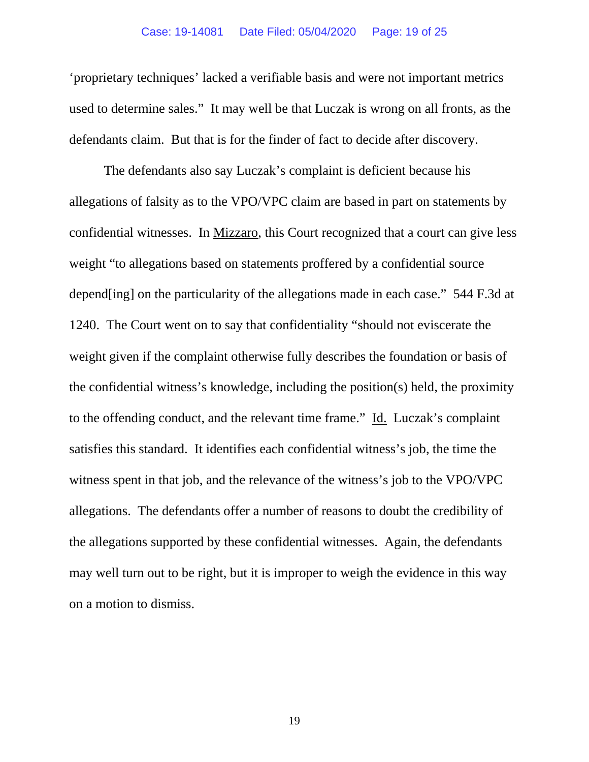'proprietary techniques' lacked a verifiable basis and were not important metrics used to determine sales." It may well be that Luczak is wrong on all fronts, as the defendants claim. But that is for the finder of fact to decide after discovery.

The defendants also say Luczak's complaint is deficient because his allegations of falsity as to the VPO/VPC claim are based in part on statements by confidential witnesses. In Mizzaro, this Court recognized that a court can give less weight "to allegations based on statements proffered by a confidential source depend[ing] on the particularity of the allegations made in each case." 544 F.3d at 1240. The Court went on to say that confidentiality "should not eviscerate the weight given if the complaint otherwise fully describes the foundation or basis of the confidential witness's knowledge, including the position(s) held, the proximity to the offending conduct, and the relevant time frame." Id. Luczak's complaint satisfies this standard. It identifies each confidential witness's job, the time the witness spent in that job, and the relevance of the witness's job to the VPO/VPC allegations. The defendants offer a number of reasons to doubt the credibility of the allegations supported by these confidential witnesses. Again, the defendants may well turn out to be right, but it is improper to weigh the evidence in this way on a motion to dismiss.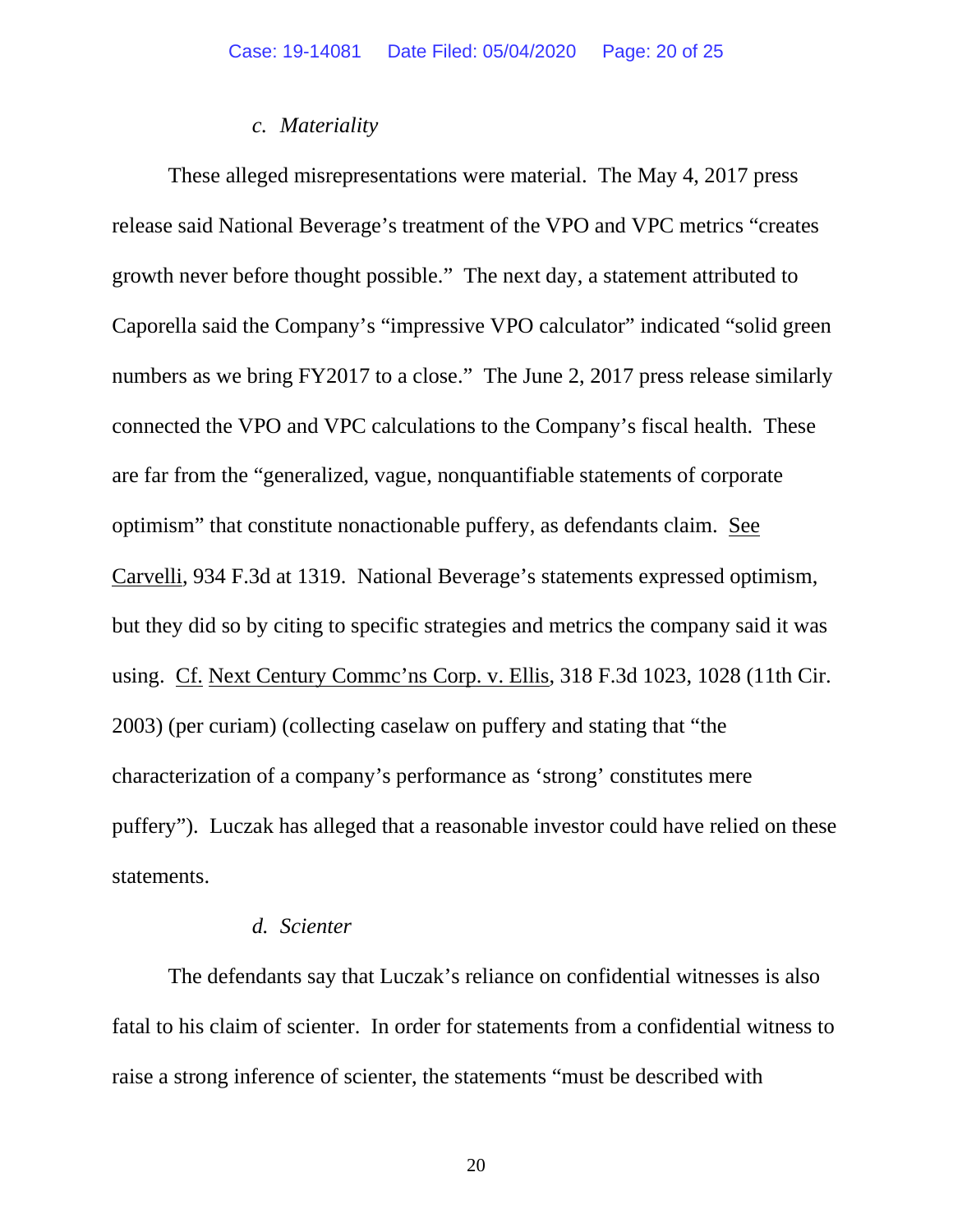### *c. Materiality*

These alleged misrepresentations were material. The May 4, 2017 press release said National Beverage's treatment of the VPO and VPC metrics "creates growth never before thought possible." The next day, a statement attributed to Caporella said the Company's "impressive VPO calculator" indicated "solid green numbers as we bring FY2017 to a close." The June 2, 2017 press release similarly connected the VPO and VPC calculations to the Company's fiscal health. These are far from the "generalized, vague, nonquantifiable statements of corporate optimism" that constitute nonactionable puffery, as defendants claim. See Carvelli, 934 F.3d at 1319. National Beverage's statements expressed optimism, but they did so by citing to specific strategies and metrics the company said it was using. Cf. Next Century Commc'ns Corp. v. Ellis, 318 F.3d 1023, 1028 (11th Cir. 2003) (per curiam) (collecting caselaw on puffery and stating that "the characterization of a company's performance as 'strong' constitutes mere puffery"). Luczak has alleged that a reasonable investor could have relied on these statements.

### *d. Scienter*

The defendants say that Luczak's reliance on confidential witnesses is also fatal to his claim of scienter. In order for statements from a confidential witness to raise a strong inference of scienter, the statements "must be described with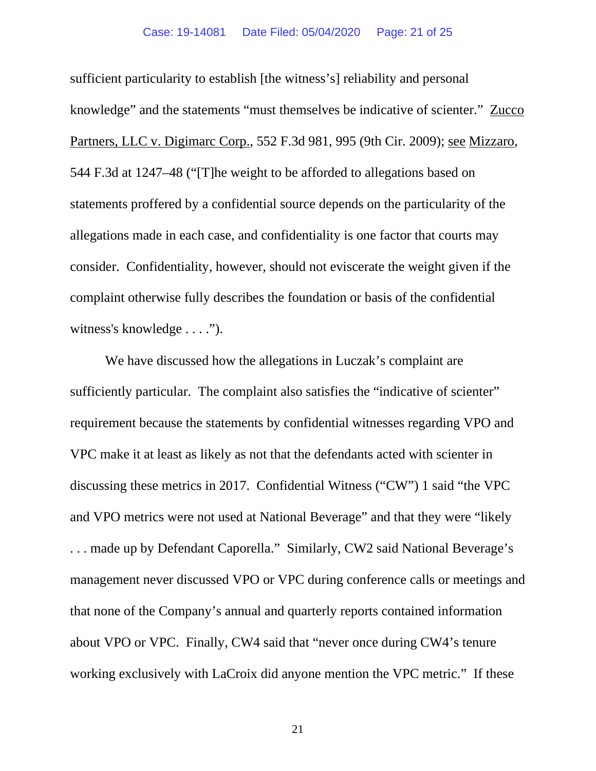sufficient particularity to establish [the witness's] reliability and personal knowledge" and the statements "must themselves be indicative of scienter." Zucco Partners, LLC v. Digimarc Corp., 552 F.3d 981, 995 (9th Cir. 2009); see Mizzaro, 544 F.3d at 1247–48 ("[T]he weight to be afforded to allegations based on statements proffered by a confidential source depends on the particularity of the allegations made in each case, and confidentiality is one factor that courts may consider. Confidentiality, however, should not eviscerate the weight given if the complaint otherwise fully describes the foundation or basis of the confidential witness's knowledge . . . .").

We have discussed how the allegations in Luczak's complaint are sufficiently particular. The complaint also satisfies the "indicative of scienter" requirement because the statements by confidential witnesses regarding VPO and VPC make it at least as likely as not that the defendants acted with scienter in discussing these metrics in 2017. Confidential Witness ("CW") 1 said "the VPC and VPO metrics were not used at National Beverage" and that they were "likely . . . made up by Defendant Caporella." Similarly, CW2 said National Beverage's management never discussed VPO or VPC during conference calls or meetings and that none of the Company's annual and quarterly reports contained information about VPO or VPC. Finally, CW4 said that "never once during CW4's tenure working exclusively with LaCroix did anyone mention the VPC metric." If these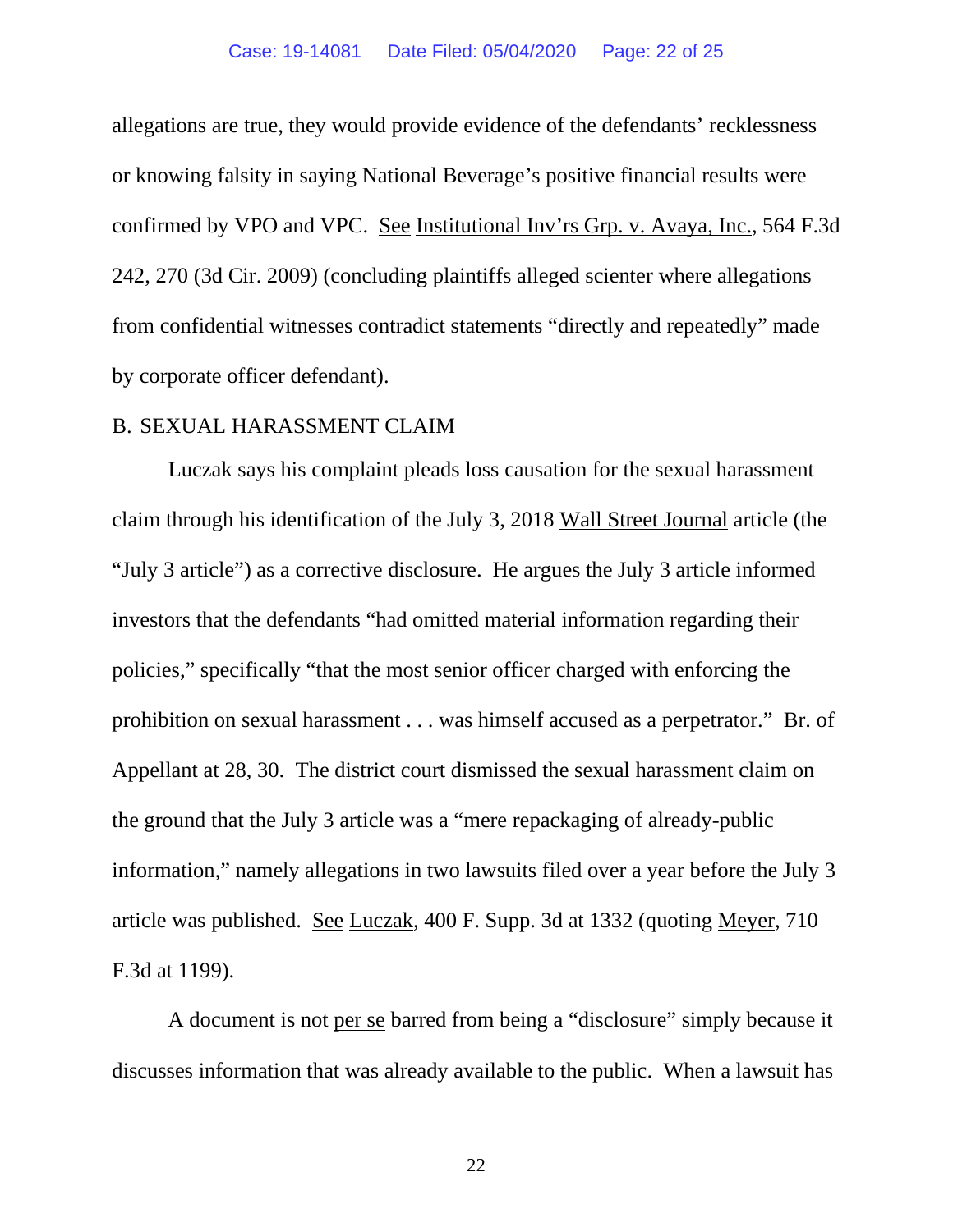allegations are true, they would provide evidence of the defendants' recklessness or knowing falsity in saying National Beverage's positive financial results were confirmed by VPO and VPC. See Institutional Inv'rs Grp. v. Avaya, Inc., 564 F.3d 242, 270 (3d Cir. 2009) (concluding plaintiffs alleged scienter where allegations from confidential witnesses contradict statements "directly and repeatedly" made by corporate officer defendant).

## B. SEXUAL HARASSMENT CLAIM

Luczak says his complaint pleads loss causation for the sexual harassment claim through his identification of the July 3, 2018 Wall Street Journal article (the "July 3 article") as a corrective disclosure. He argues the July 3 article informed investors that the defendants "had omitted material information regarding their policies," specifically "that the most senior officer charged with enforcing the prohibition on sexual harassment . . . was himself accused as a perpetrator." Br. of Appellant at 28, 30. The district court dismissed the sexual harassment claim on the ground that the July 3 article was a "mere repackaging of already-public information," namely allegations in two lawsuits filed over a year before the July 3 article was published. See Luczak, 400 F. Supp. 3d at 1332 (quoting Meyer, 710 F.3d at 1199).

A document is not per se barred from being a "disclosure" simply because it discusses information that was already available to the public. When a lawsuit has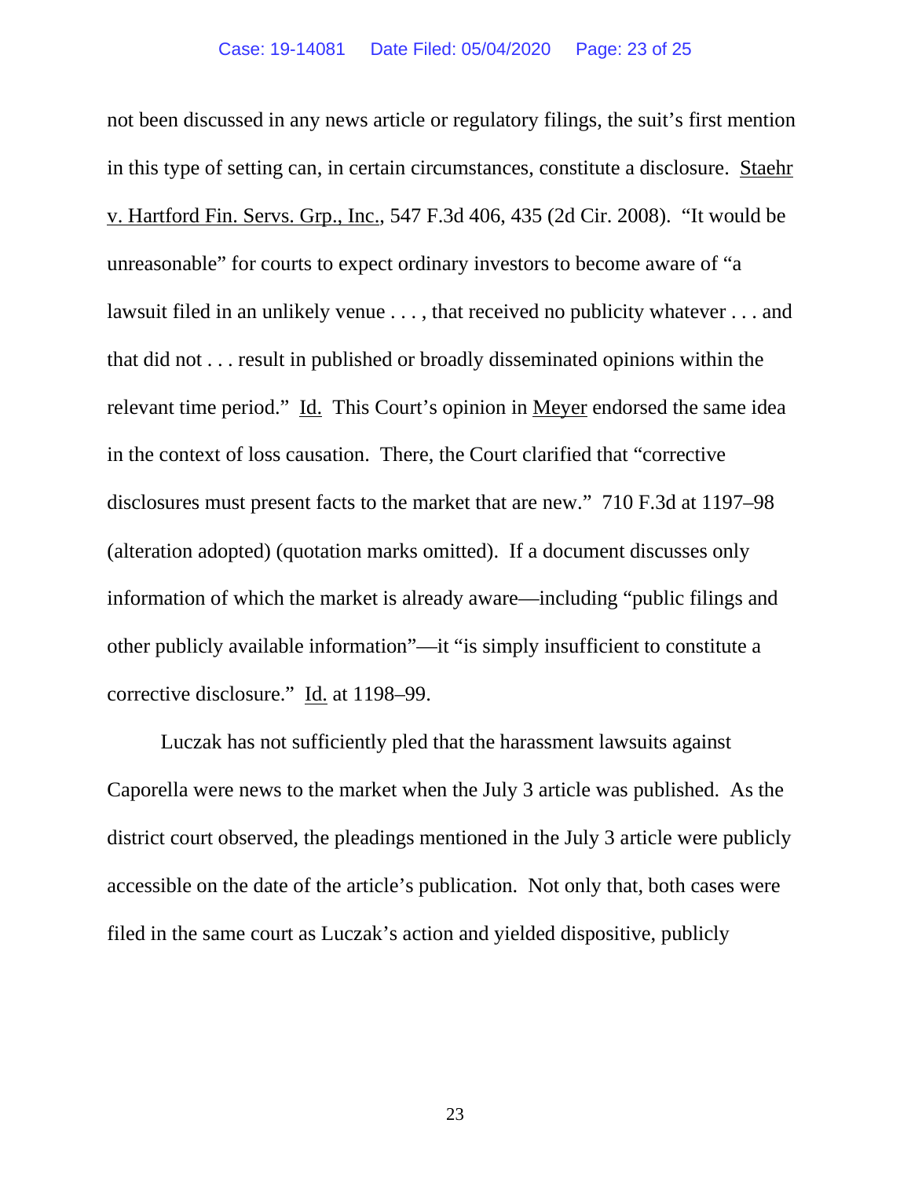not been discussed in any news article or regulatory filings, the suit's first mention in this type of setting can, in certain circumstances, constitute a disclosure. Staehr v. Hartford Fin. Servs. Grp., Inc., 547 F.3d 406, 435 (2d Cir. 2008). "It would be unreasonable" for courts to expect ordinary investors to become aware of "a lawsuit filed in an unlikely venue . . . , that received no publicity whatever . . . and that did not . . . result in published or broadly disseminated opinions within the relevant time period." Id. This Court's opinion in Meyer endorsed the same idea in the context of loss causation. There, the Court clarified that "corrective disclosures must present facts to the market that are new." 710 F.3d at 1197–98 (alteration adopted) (quotation marks omitted). If a document discusses only information of which the market is already aware—including "public filings and other publicly available information"—it "is simply insufficient to constitute a corrective disclosure." Id. at 1198–99.

Luczak has not sufficiently pled that the harassment lawsuits against Caporella were news to the market when the July 3 article was published. As the district court observed, the pleadings mentioned in the July 3 article were publicly accessible on the date of the article's publication. Not only that, both cases were filed in the same court as Luczak's action and yielded dispositive, publicly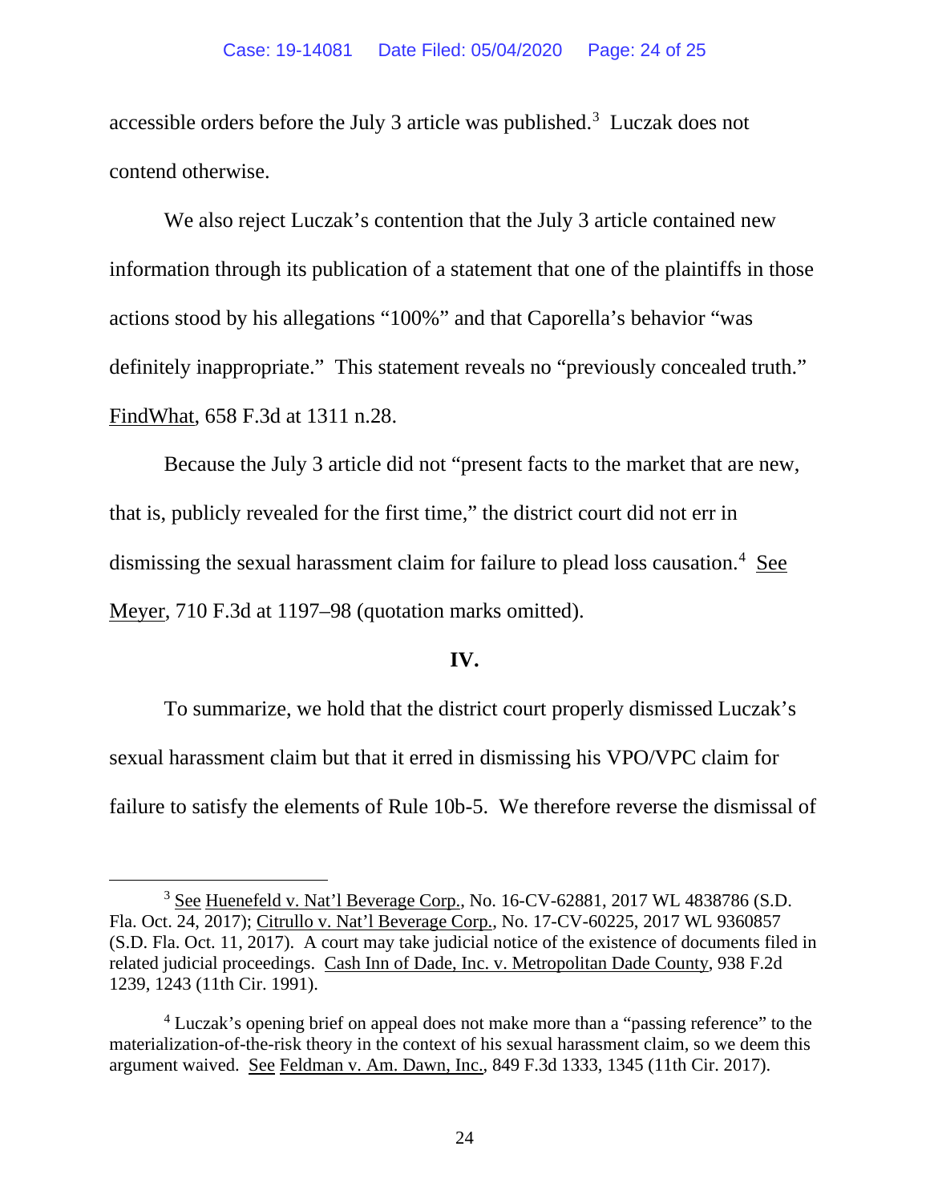accessible orders before the July 3 article was published.[3] Luczak does not contend otherwise.

We also reject Luczak's contention that the July 3 article contained new information through its publication of a statement that one of the plaintiffs in those actions stood by his allegations "100%" and that Caporella's behavior "was definitely inappropriate." This statement reveals no "previously concealed truth." FindWhat, 658 F.3d at 1311 n.28.

Because the July 3 article did not "present facts to the market that are new, that is, publicly revealed for the first time," the district court did not err in dismissing the sexual harassment claim for failure to plead loss causation.[4] See Meyer, 710 F.3d at 1197–98 (quotation marks omitted).

## IV.

To summarize, we hold that the district court properly dismissed Luczak's sexual harassment claim but that it erred in dismissing his VPO/VPC claim for failure to satisfy the elements of Rule 10b-5. We therefore reverse the dismissal of

---

[3] See Huenefeld v. Nat'l Beverage Corp., No. 16-CV-62881, 2017 WL 4838786 (S.D. Fla. Oct. 24, 2017); Citrullo v. Nat'l Beverage Corp., No. 17-CV-60225, 2017 WL 9360857 (S.D. Fla. Oct. 11, 2017). A court may take judicial notice of the existence of documents filed in related judicial proceedings. Cash Inn of Dade, Inc. v. Metropolitan Dade County, 938 F.2d 1239, 1243 (11th Cir. 1991).

[4] Luczak's opening brief on appeal does not make more than a "passing reference" to the materialization-of-the-risk theory in the context of his sexual harassment claim, so we deem this argument waived. See Feldman v. Am. Dawn, Inc., 849 F.3d 1333, 1345 (11th Cir. 2017).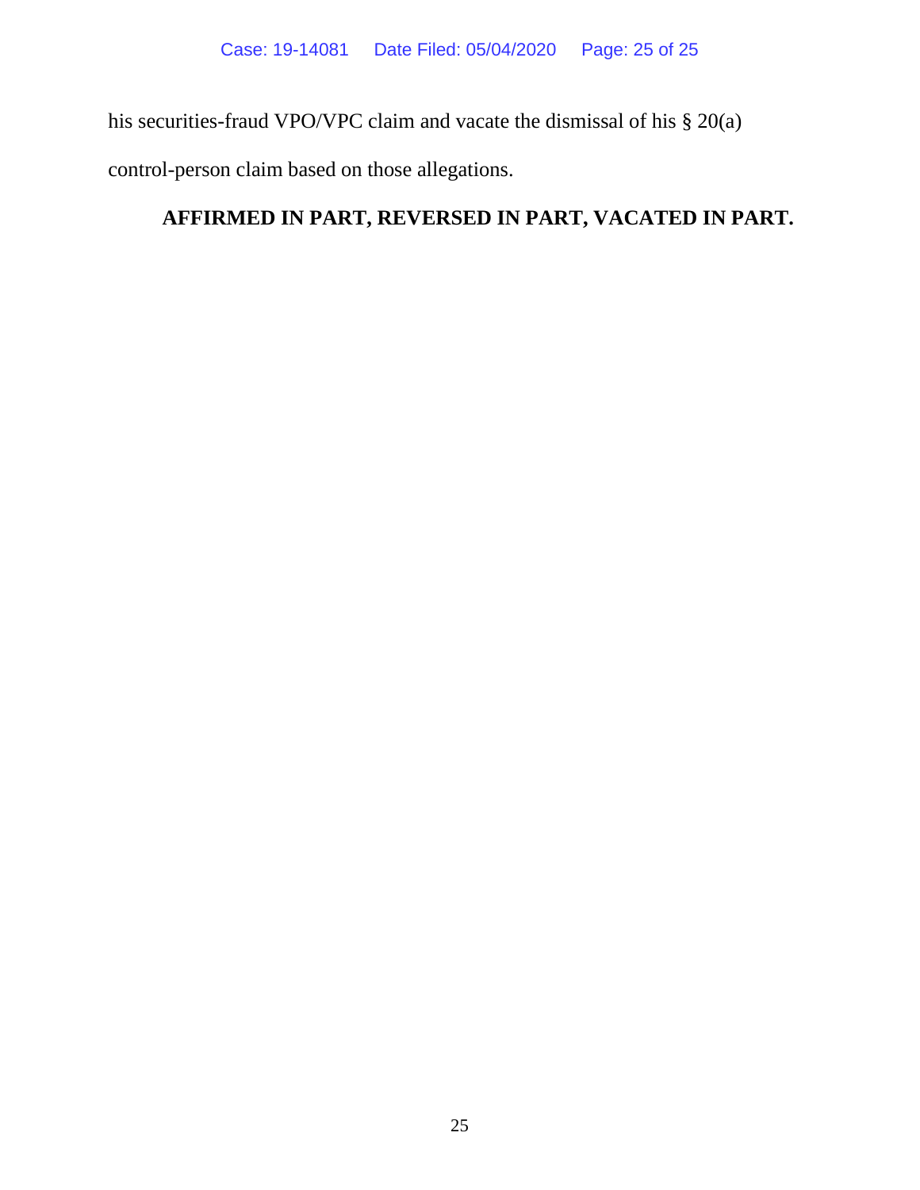his securities-fraud VPO/VPC claim and vacate the dismissal of his § 20(a) control-person claim based on those allegations.

**AFFIRMED IN PART, REVERSED IN PART, VACATED IN PART.**